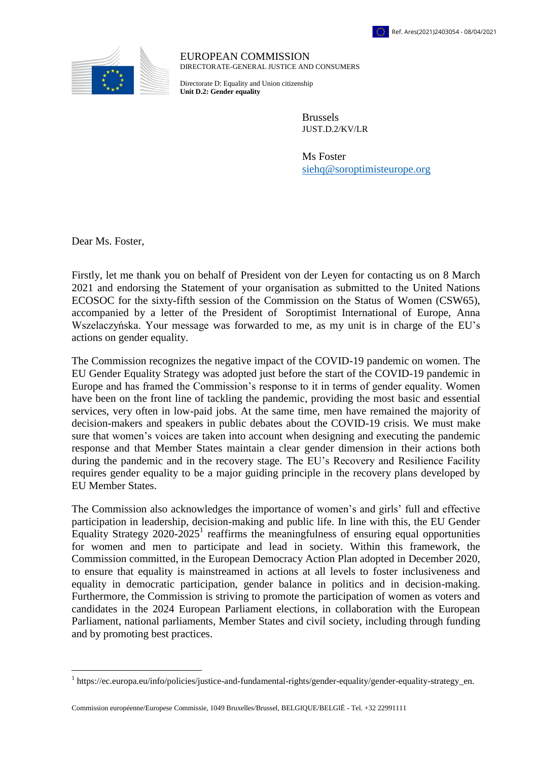Ref. Ares(2021)2403054 - 08/04/2021

EUROPEAN COMMISSION
DIRECTORATE-GENERAL JUSTICE AND CONSUMERS

Directorate D: Equality and Union citizenship
**Unit D.2: Gender equality**

Brussels
JUST.D.2/KV/LR

Ms Foster
siehq@soroptimisteurope.org

Dear Ms. Foster,

Firstly, let me thank you on behalf of President von der Leyen for contacting us on 8 March 2021 and endorsing the Statement of your organisation as submitted to the United Nations ECOSOC for the sixty-fifth session of the Commission on the Status of Women (CSW65), accompanied by a letter of the President of Soroptimist International of Europe, Anna Wszelaczyńska. Your message was forwarded to me, as my unit is in charge of the EU's actions on gender equality.

The Commission recognizes the negative impact of the COVID-19 pandemic on women. The EU Gender Equality Strategy was adopted just before the start of the COVID-19 pandemic in Europe and has framed the Commission's response to it in terms of gender equality. Women have been on the front line of tackling the pandemic, providing the most basic and essential services, very often in low-paid jobs. At the same time, men have remained the majority of decision-makers and speakers in public debates about the COVID-19 crisis. We must make sure that women's voices are taken into account when designing and executing the pandemic response and that Member States maintain a clear gender dimension in their actions both during the pandemic and in the recovery stage. The EU's Recovery and Resilience Facility requires gender equality to be a major guiding principle in the recovery plans developed by EU Member States.

The Commission also acknowledges the importance of women's and girls' full and effective participation in leadership, decision-making and public life. In line with this, the EU Gender Equality Strategy 2020-2025[1] reaffirms the meaningfulness of ensuring equal opportunities for women and men to participate and lead in society. Within this framework, the Commission committed, in the European Democracy Action Plan adopted in December 2020, to ensure that equality is mainstreamed in actions at all levels to foster inclusiveness and equality in democratic participation, gender balance in politics and in decision-making. Furthermore, the Commission is striving to promote the participation of women as voters and candidates in the 2024 European Parliament elections, in collaboration with the European Parliament, national parliaments, Member States and civil society, including through funding and by promoting best practices.

[1] https://ec.europa.eu/info/policies/justice-and-fundamental-rights/gender-equality/gender-equality-strategy_en.

Commission européenne/Europese Commissie, 1049 Bruxelles/Brussel, BELGIQUE/BELGIË - Tel. +32 22991111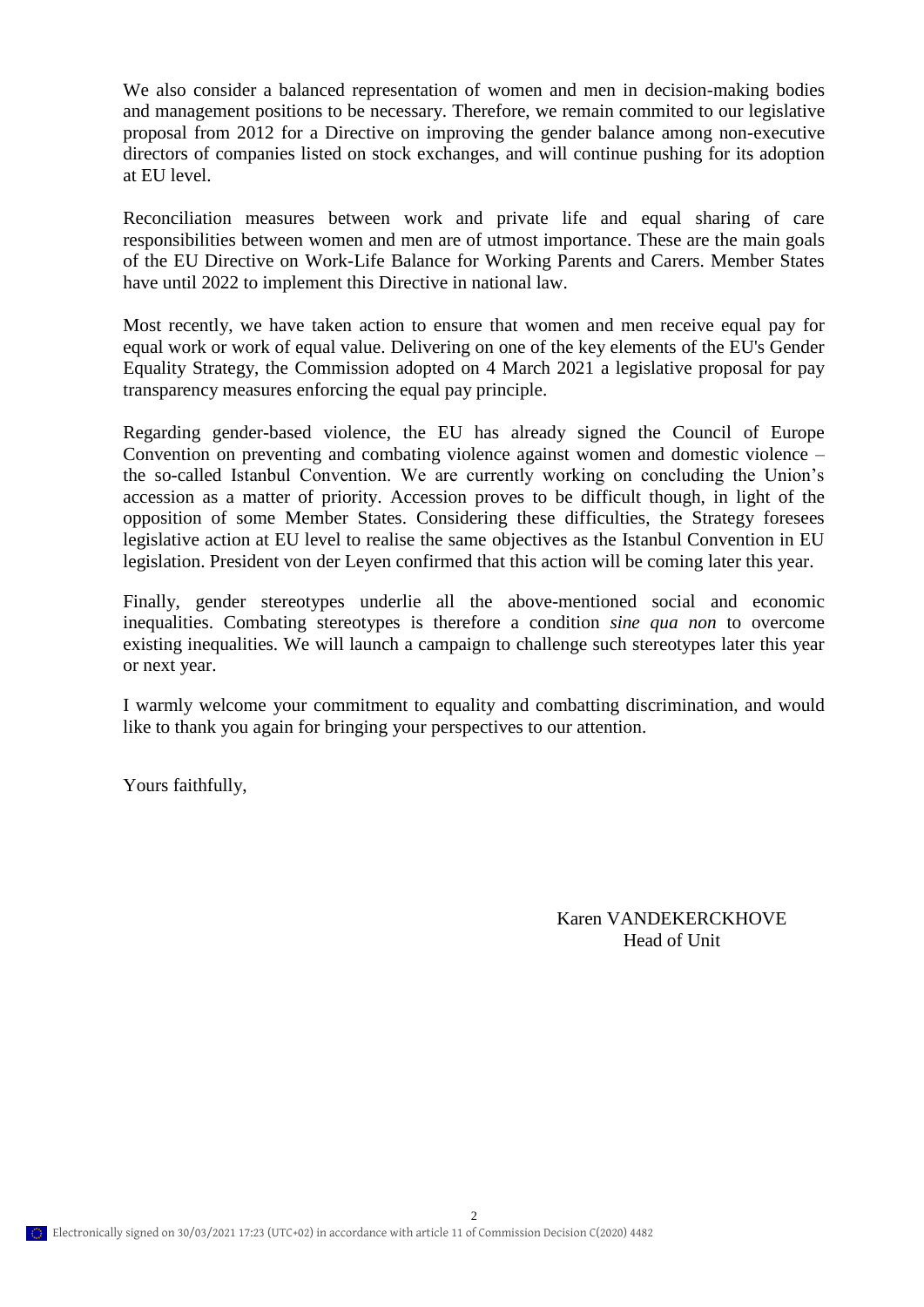We also consider a balanced representation of women and men in decision-making bodies and management positions to be necessary. Therefore, we remain commited to our legislative proposal from 2012 for a Directive on improving the gender balance among non-executive directors of companies listed on stock exchanges, and will continue pushing for its adoption at EU level.

Reconciliation measures between work and private life and equal sharing of care responsibilities between women and men are of utmost importance. These are the main goals of the EU Directive on Work-Life Balance for Working Parents and Carers. Member States have until 2022 to implement this Directive in national law.

Most recently, we have taken action to ensure that women and men receive equal pay for equal work or work of equal value. Delivering on one of the key elements of the EU's Gender Equality Strategy, the Commission adopted on 4 March 2021 a legislative proposal for pay transparency measures enforcing the equal pay principle.

Regarding gender-based violence, the EU has already signed the Council of Europe Convention on preventing and combating violence against women and domestic violence – the so-called Istanbul Convention. We are currently working on concluding the Union's accession as a matter of priority. Accession proves to be difficult though, in light of the opposition of some Member States. Considering these difficulties, the Strategy foresees legislative action at EU level to realise the same objectives as the Istanbul Convention in EU legislation. President von der Leyen confirmed that this action will be coming later this year.

Finally, gender stereotypes underlie all the above-mentioned social and economic inequalities. Combating stereotypes is therefore a condition *sine qua non* to overcome existing inequalities. We will launch a campaign to challenge such stereotypes later this year or next year.

I warmly welcome your commitment to equality and combatting discrimination, and would like to thank you again for bringing your perspectives to our attention.

Yours faithfully,

Karen VANDEKERCKHOVE
Head of Unit

Electronically signed on 30/03/2021 17:23 (UTC+02) in accordance with article 11 of Commission Decision C(2020) 4482